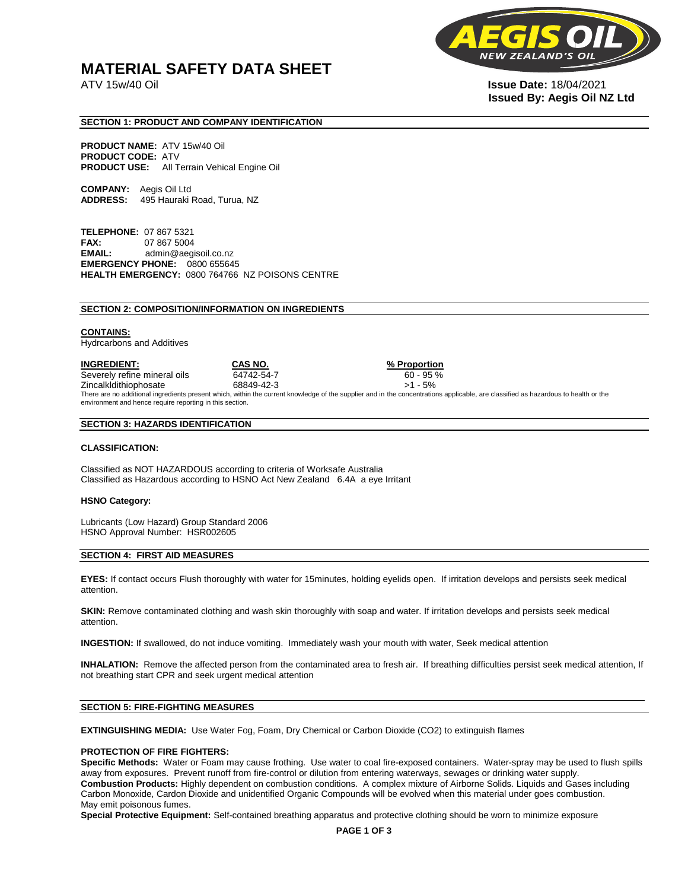# MATERIAL SAFETY DATA SHEET

ATV 15w/40 Oil

**Issue Date:** 18/04/2021
**Issued By: Aegis Oil NZ Ltd**

## SECTION 1: PRODUCT AND COMPANY IDENTIFICATION

**PRODUCT NAME:** ATV 15w/40 Oil
**PRODUCT CODE:** ATV
**PRODUCT USE:** All Terrain Vehical Engine Oil

**COMPANY:** Aegis Oil Ltd
**ADDRESS:** 495 Hauraki Road, Turua, NZ

**TELEPHONE:** 07 867 5321
**FAX:** 07 867 5004
**EMAIL:** admin@aegisoil.co.nz
**EMERGENCY PHONE:** 0800 655645
**HEALTH EMERGENCY:** 0800 764766 NZ POISONS CENTRE

## SECTION 2: COMPOSITION/INFORMATION ON INGREDIENTS

**CONTAINS:**
Hydrcarbons and Additives

| INGREDIENT: | CAS NO. | % Proportion |
|---|---|---|
| Severely refine mineral oils | 64742-54-7 | 60 - 95 % |
| Zincalkldithiophosate | 68849-42-3 | >1 - 5% |

There are no additional ingredients present which, within the current knowledge of the supplier and in the concentrations applicable, are classified as hazardous to health or the environment and hence require reporting in this section.

## SECTION 3: HAZARDS IDENTIFICATION

**CLASSIFICATION:**

Classified as NOT HAZARDOUS according to criteria of Worksafe Australia
Classified as Hazardous according to HSNO Act New Zealand 6.4A a eye Irritant

**HSNO Category:**

Lubricants (Low Hazard) Group Standard 2006
HSNO Approval Number: HSR002605

## SECTION 4: FIRST AID MEASURES

**EYES:** If contact occurs Flush thoroughly with water for 15minutes, holding eyelids open. If irritation develops and persists seek medical attention.

**SKIN:** Remove contaminated clothing and wash skin thoroughly with soap and water. If irritation develops and persists seek medical attention.

**INGESTION:** If swallowed, do not induce vomiting. Immediately wash your mouth with water, Seek medical attention

**INHALATION:** Remove the affected person from the contaminated area to fresh air. If breathing difficulties persist seek medical attention, If not breathing start CPR and seek urgent medical attention

## SECTION 5: FIRE-FIGHTING MEASURES

**EXTINGUISHING MEDIA:** Use Water Fog, Foam, Dry Chemical or Carbon Dioxide ($CO_2$) to extinguish flames

**PROTECTION OF FIRE FIGHTERS:**
**Specific Methods:** Water or Foam may cause frothing. Use water to coal fire-exposed containers. Water-spray may be used to flush spills away from exposures. Prevent runoff from fire-control or dilution from entering waterways, sewages or drinking water supply.
**Combustion Products:** Highly dependent on combustion conditions. A complex mixture of Airborne Solids. Liquids and Gases including Carbon Monoxide, Cardon Dioxide and unidentified Organic Compounds will be evolved when this material under goes combustion. May emit poisonous fumes.
**Special Protective Equipment:** Self-contained breathing apparatus and protective clothing should be worn to minimize exposure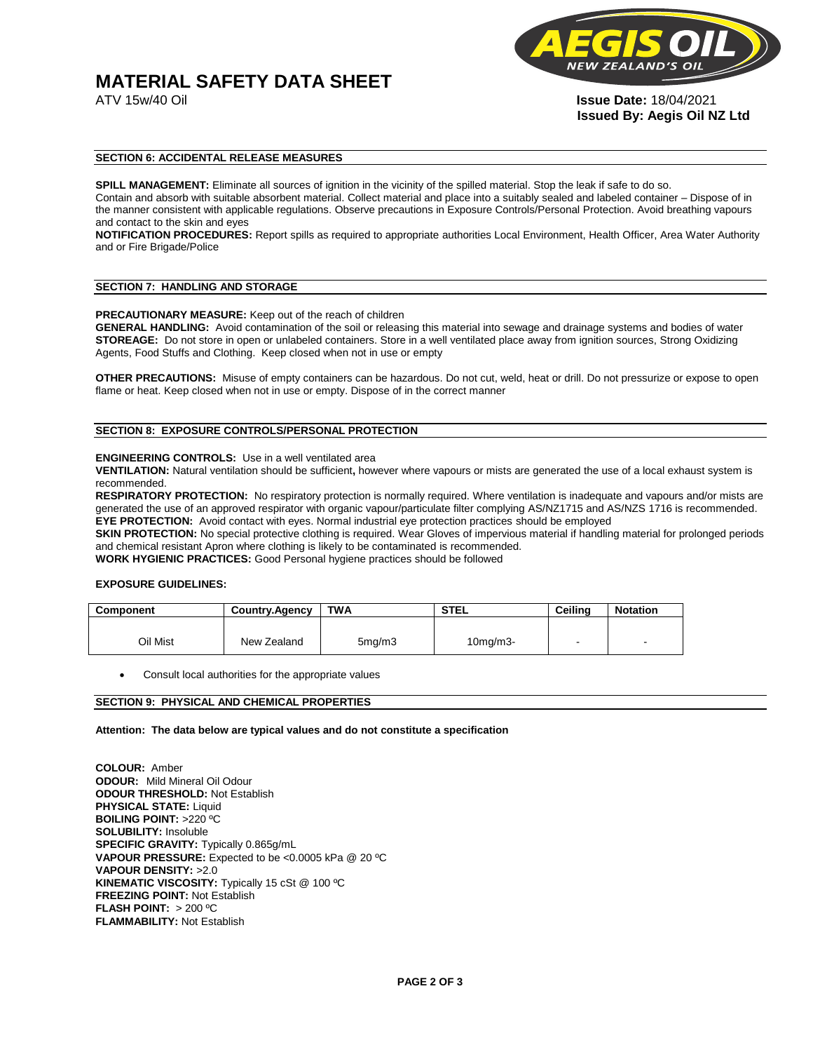# MATERIAL SAFETY DATA SHEET

ATV 15w/40 Oil

**Issue Date:** 18/04/2021
**Issued By: Aegis Oil NZ Ltd**

## SECTION 6: ACCIDENTAL RELEASE MEASURES

**SPILL MANAGEMENT:** Eliminate all sources of ignition in the vicinity of the spilled material. Stop the leak if safe to do so. Contain and absorb with suitable absorbent material. Collect material and place into a suitably sealed and labeled container – Dispose of in the manner consistent with applicable regulations. Observe precautions in Exposure Controls/Personal Protection. Avoid breathing vapours and contact to the skin and eyes

**NOTIFICATION PROCEDURES:** Report spills as required to appropriate authorities Local Environment, Health Officer, Area Water Authority and or Fire Brigade/Police

## SECTION 7: HANDLING AND STORAGE

**PRECAUTIONARY MEASURE:** Keep out of the reach of children

**GENERAL HANDLING:** Avoid contamination of the soil or releasing this material into sewage and drainage systems and bodies of water

**STOREAGE:** Do not store in open or unlabeled containers. Store in a well ventilated place away from ignition sources, Strong Oxidizing Agents, Food Stuffs and Clothing. Keep closed when not in use or empty

**OTHER PRECAUTIONS:** Misuse of empty containers can be hazardous. Do not cut, weld, heat or drill. Do not pressurize or expose to open flame or heat. Keep closed when not in use or empty. Dispose of in the correct manner

## SECTION 8: EXPOSURE CONTROLS/PERSONAL PROTECTION

**ENGINEERING CONTROLS:** Use in a well ventilated area

**VENTILATION:** Natural ventilation should be sufficient**,** however where vapours or mists are generated the use of a local exhaust system is recommended.

**RESPIRATORY PROTECTION:** No respiratory protection is normally required. Where ventilation is inadequate and vapours and/or mists are generated the use of an approved respirator with organic vapour/particulate filter complying AS/NZ1715 and AS/NZS 1716 is recommended.

**EYE PROTECTION:** Avoid contact with eyes. Normal industrial eye protection practices should be employed

**SKIN PROTECTION:** No special protective clothing is required. Wear Gloves of impervious material if handling material for prolonged periods and chemical resistant Apron where clothing is likely to be contaminated is recommended.

**WORK HYGIENIC PRACTICES:** Good Personal hygiene practices should be followed

**EXPOSURE GUIDELINES:**

| Component | Country.Agency | TWA | STEL | Ceiling | Notation |
|---|---|---|---|---|---|
| Oil Mist | New Zealand | 5mg/m3 | 10mg/m3- | - | - |

- Consult local authorities for the appropriate values

## SECTION 9: PHYSICAL AND CHEMICAL PROPERTIES

**Attention: The data below are typical values and do not constitute a specification**

**COLOUR:** Amber
**ODOUR:** Mild Mineral Oil Odour
**ODOUR THRESHOLD:** Not Establish
**PHYSICAL STATE:** Liquid
**BOILING POINT:** >220 ºC
**SOLUBILITY:** Insoluble
**SPECIFIC GRAVITY:** Typically 0.865g/mL
**VAPOUR PRESSURE:** Expected to be <0.0005 kPa @ 20 ºC
**VAPOUR DENSITY:** >2.0
**KINEMATIC VISCOSITY:** Typically 15 cSt @ 100 ºC
**FREEZING POINT:** Not Establish
**FLASH POINT:** > 200 ºC
**FLAMMABILITY:** Not Establish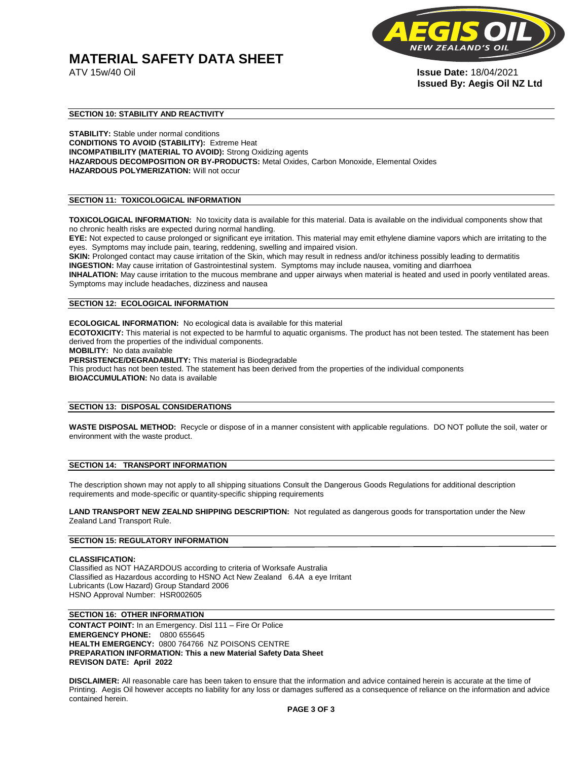# MATERIAL SAFETY DATA SHEET

ATV 15w/40 Oil

**Issue Date:** 18/04/2021
**Issued By: Aegis Oil NZ Ltd**

## SECTION 10: STABILITY AND REACTIVITY

**STABILITY:** Stable under normal conditions
**CONDITIONS TO AVOID (STABILITY):** Extreme Heat
**INCOMPATIBILITY (MATERIAL TO AVOID):** Strong Oxidizing agents
**HAZARDOUS DECOMPOSITION OR BY-PRODUCTS:** Metal Oxides, Carbon Monoxide, Elemental Oxides
**HAZARDOUS POLYMERIZATION:** Will not occur

## SECTION 11: TOXICOLOGICAL INFORMATION

**TOXICOLOGICAL INFORMATION:** No toxicity data is available for this material. Data is available on the individual components show that no chronic health risks are expected during normal handling.
**EYE:** Not expected to cause prolonged or significant eye irritation. This material may emit ethylene diamine vapors which are irritating to the eyes. Symptoms may include pain, tearing, reddening, swelling and impaired vision.
**SKIN:** Prolonged contact may cause irritation of the Skin, which may result in redness and/or itchiness possibly leading to dermatitis
**INGESTION:** May cause irritation of Gastrointestinal system. Symptoms may include nausea, vomiting and diarrhoea
**INHALATION:** May cause irritation to the mucous membrane and upper airways when material is heated and used in poorly ventilated areas. Symptoms may include headaches, dizziness and nausea

## SECTION 12: ECOLOGICAL INFORMATION

**ECOLOGICAL INFORMATION:** No ecological data is available for this material
**ECOTOXICITY:** This material is not expected to be harmful to aquatic organisms. The product has not been tested. The statement has been derived from the properties of the individual components.
**MOBILITY:** No data available
**PERSISTENCE/DEGRADABILITY:** This material is Biodegradable
This product has not been tested. The statement has been derived from the properties of the individual components
**BIOACCUMULATION:** No data is available

## SECTION 13: DISPOSAL CONSIDERATIONS

**WASTE DISPOSAL METHOD:** Recycle or dispose of in a manner consistent with applicable regulations. DO NOT pollute the soil, water or environment with the waste product.

## SECTION 14: TRANSPORT INFORMATION

The description shown may not apply to all shipping situations Consult the Dangerous Goods Regulations for additional description requirements and mode-specific or quantity-specific shipping requirements

**LAND TRANSPORT NEW ZEALND SHIPPING DESCRIPTION:** Not regulated as dangerous goods for transportation under the New Zealand Land Transport Rule.

## SECTION 15: REGULATORY INFORMATION

**CLASSIFICATION:**
Classified as NOT HAZARDOUS according to criteria of Worksafe Australia
Classified as Hazardous according to HSNO Act New Zealand 6.4A a eye Irritant
Lubricants (Low Hazard) Group Standard 2006
HSNO Approval Number: HSR002605

## SECTION 16: OTHER INFORMATION

**CONTACT POINT:** In an Emergency. Disl 111 – Fire Or Police
**EMERGENCY PHONE:** 0800 655645
**HEALTH EMERGENCY:** 0800 764766 NZ POISONS CENTRE
**PREPARATION INFORMATION: This a new Material Safety Data Sheet**
**REVISON DATE: April 2022**

**DISCLAIMER:** All reasonable care has been taken to ensure that the information and advice contained herein is accurate at the time of Printing. Aegis Oil however accepts no liability for any loss or damages suffered as a consequence of reliance on the information and advice contained herein.